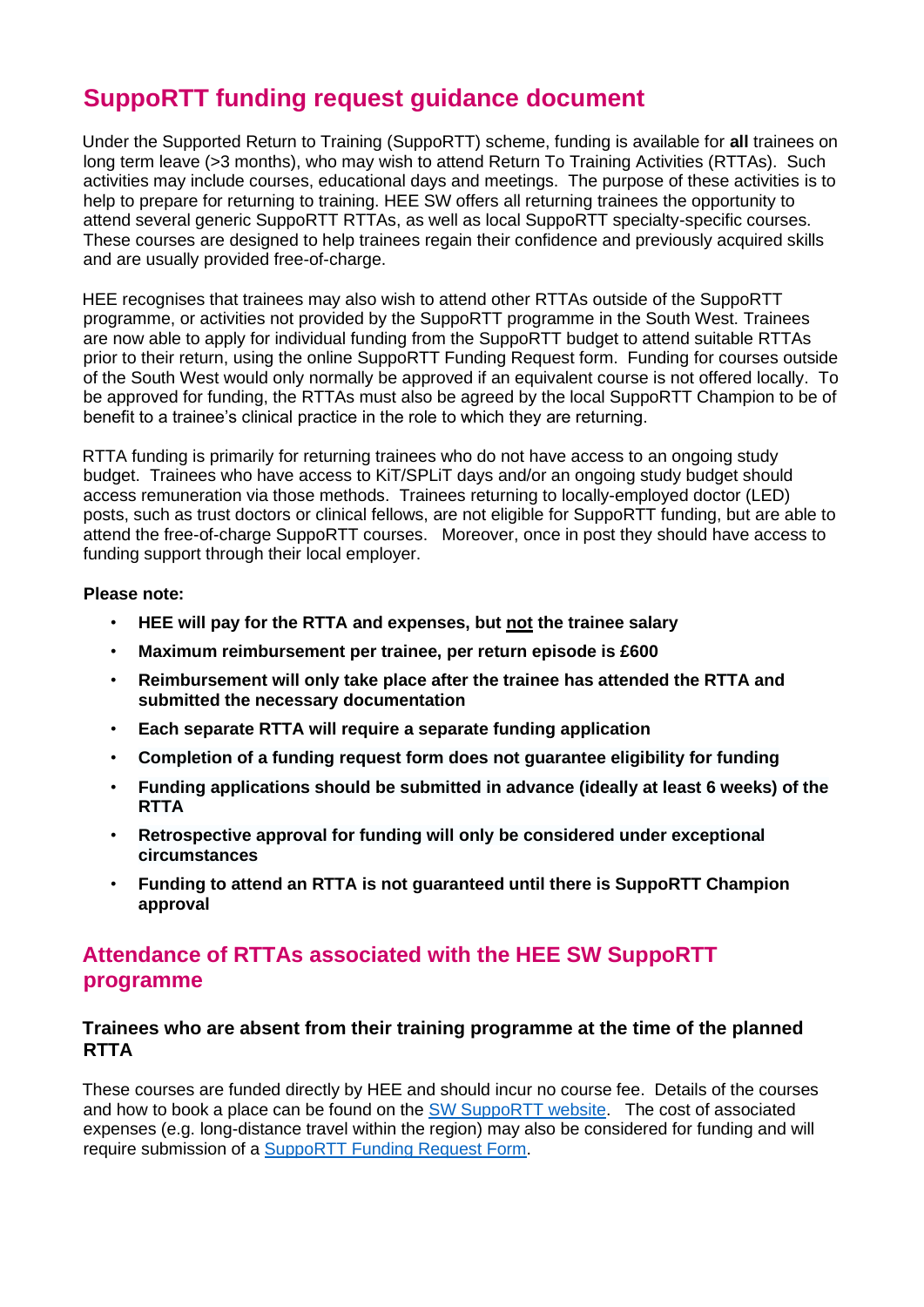# SuppoRTT funding request guidance document

Under the Supported Return to Training (SuppoRTT) scheme, funding is available for **all** trainees on long term leave (>3 months), who may wish to attend Return To Training Activities (RTTAs). Such activities may include courses, educational days and meetings. The purpose of these activities is to help to prepare for returning to training. HEE SW offers all returning trainees the opportunity to attend several generic SuppoRTT RTTAs, as well as local SuppoRTT specialty-specific courses. These courses are designed to help trainees regain their confidence and previously acquired skills and are usually provided free-of-charge.

HEE recognises that trainees may also wish to attend other RTTAs outside of the SuppoRTT programme, or activities not provided by the SuppoRTT programme in the South West. Trainees are now able to apply for individual funding from the SuppoRTT budget to attend suitable RTTAs prior to their return, using the online SuppoRTT Funding Request form. Funding for courses outside of the South West would only normally be approved if an equivalent course is not offered locally. To be approved for funding, the RTTAs must also be agreed by the local SuppoRTT Champion to be of benefit to a trainee's clinical practice in the role to which they are returning.

RTTA funding is primarily for returning trainees who do not have access to an ongoing study budget. Trainees who have access to KiT/SPLiT days and/or an ongoing study budget should access remuneration via those methods. Trainees returning to locally-employed doctor (LED) posts, such as trust doctors or clinical fellows, are not eligible for SuppoRTT funding, but are able to attend the free-of-charge SuppoRTT courses. Moreover, once in post they should have access to funding support through their local employer.

**Please note:**

- **HEE will pay for the RTTA and expenses, but <u>not</u> the trainee salary**
- **Maximum reimbursement per trainee, per return episode is £600**
- **Reimbursement will only take place after the trainee has attended the RTTA and submitted the necessary documentation**
- **Each separate RTTA will require a separate funding application**
- **Completion of a funding request form does not guarantee eligibility for funding**
- **Funding applications should be submitted in advance (ideally at least 6 weeks) of the RTTA**
- **Retrospective approval for funding will only be considered under exceptional circumstances**
- **Funding to attend an RTTA is not guaranteed until there is SuppoRTT Champion approval**

## Attendance of RTTAs associated with the HEE SW SuppoRTT programme

### Trainees who are absent from their training programme at the time of the planned RTTA

These courses are funded directly by HEE and should incur no course fee. Details of the courses and how to book a place can be found on the SW SuppoRTT website. The cost of associated expenses (e.g. long-distance travel within the region) may also be considered for funding and will require submission of a SuppoRTT Funding Request Form.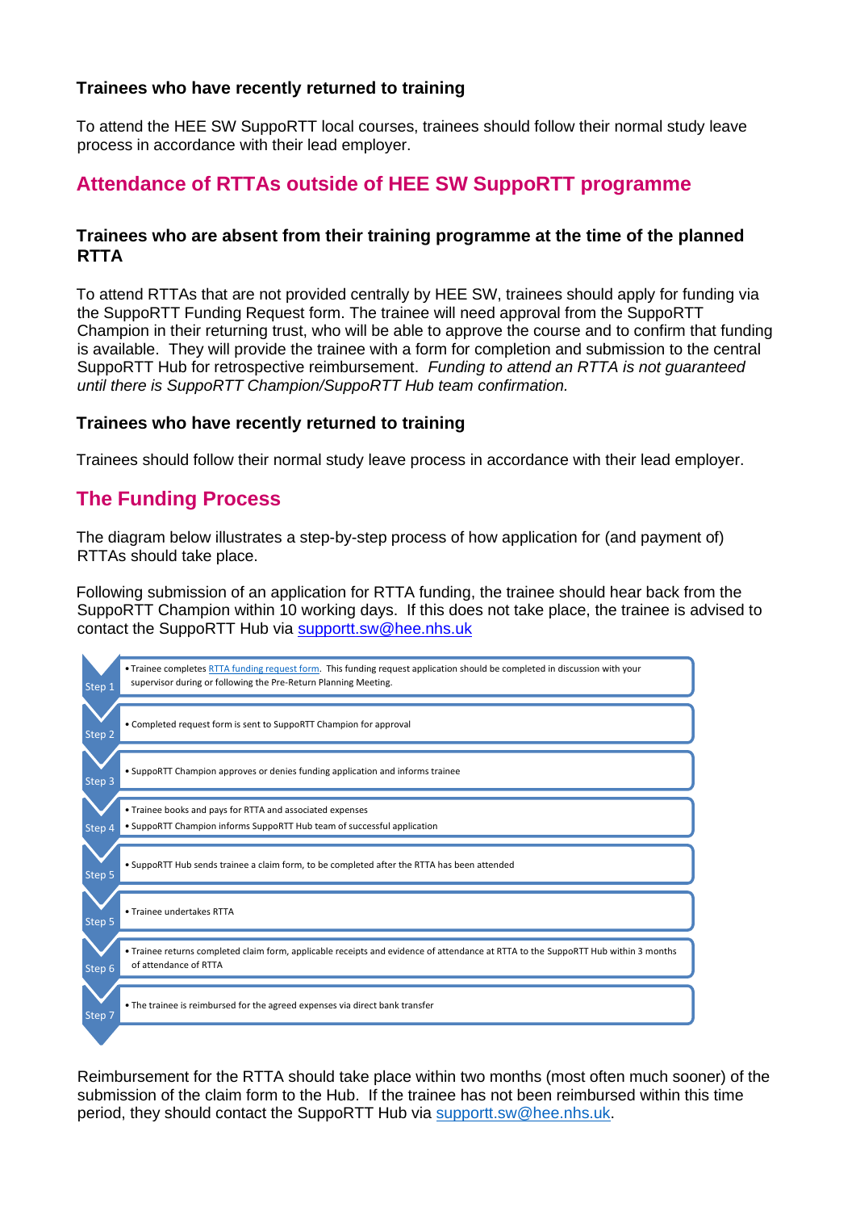### Trainees who have recently returned to training

To attend the HEE SW SuppoRTT local courses, trainees should follow their normal study leave process in accordance with their lead employer.

## Attendance of RTTAs outside of HEE SW SuppoRTT programme

### Trainees who are absent from their training programme at the time of the planned RTTA

To attend RTTAs that are not provided centrally by HEE SW, trainees should apply for funding via the SuppoRTT Funding Request form. The trainee will need approval from the SuppoRTT Champion in their returning trust, who will be able to approve the course and to confirm that funding is available. They will provide the trainee with a form for completion and submission to the central SuppoRTT Hub for retrospective reimbursement. *Funding to attend an RTTA is not guaranteed until there is SuppoRTT Champion/SuppoRTT Hub team confirmation.*

### Trainees who have recently returned to training

Trainees should follow their normal study leave process in accordance with their lead employer.

## The Funding Process

The diagram below illustrates a step-by-step process of how application for (and payment of) RTTAs should take place.

Following submission of an application for RTTA funding, the trainee should hear back from the SuppoRTT Champion within 10 working days. If this does not take place, the trainee is advised to contact the SuppoRTT Hub via supportt.sw@hee.nhs.uk

Step 1
- Trainee completes RTTA funding request form. This funding request application should be completed in discussion with your supervisor during or following the Pre-Return Planning Meeting.

Step 2
- Completed request form is sent to SuppoRTT Champion for approval

Step 3
- SuppoRTT Champion approves or denies funding application and informs trainee

Step 4
- Trainee books and pays for RTTA and associated expenses
- SuppoRTT Champion informs SuppoRTT Hub team of successful application

Step 5
- SuppoRTT Hub sends trainee a claim form, to be completed after the RTTA has been attended

Step 5
- Trainee undertakes RTTA

Step 6
- Trainee returns completed claim form, applicable receipts and evidence of attendance at RTTA to the SuppoRTT Hub within 3 months of attendance of RTTA

Step 7
- The trainee is reimbursed for the agreed expenses via direct bank transfer

Reimbursement for the RTTA should take place within two months (most often much sooner) of the submission of the claim form to the Hub. If the trainee has not been reimbursed within this time period, they should contact the SuppoRTT Hub via supportt.sw@hee.nhs.uk.